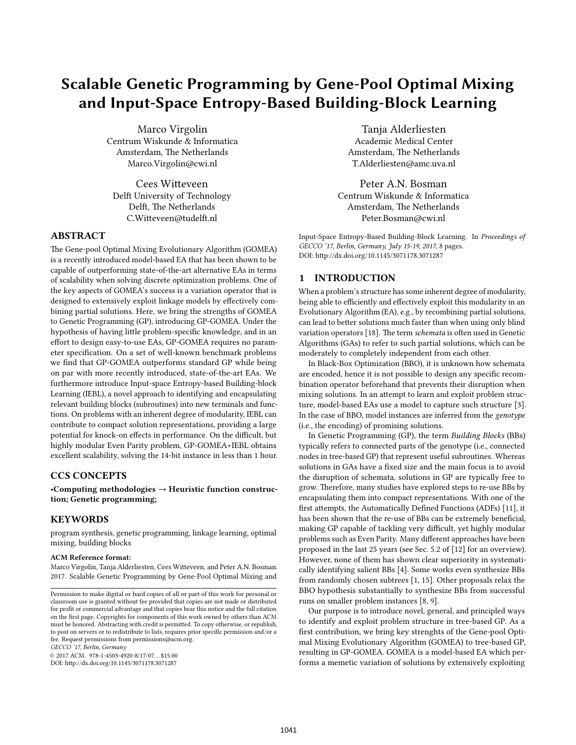# Scalable Genetic Programming by Gene-Pool Optimal Mixing and Input-Space Entropy-Based Building-Block Learning

Marco Virgolin
Centrum Wiskunde & Informatica
Amsterdam, The Netherlands
Marco.Virgolin@cwi.nl

Tanja Alderliesten
Academic Medical Center
Amsterdam, The Netherlands
T.Alderliesten@amc.uva.nl

Cees Witteveen
Delft University of Technology
Delft, The Netherlands
C.Witteveen@tudelft.nl

Peter A.N. Bosman
Centrum Wiskunde & Informatica
Amsterdam, The Netherlands
Peter.Bosman@cwi.nl

## ABSTRACT

The Gene-pool Optimal Mixing Evolutionary Algorithm (GOMEA) is a recently introduced model-based EA that has been shown to be capable of outperforming state-of-the-art alternative EAs in terms of scalability when solving discrete optimization problems. One of the key aspects of GOMEA's success is a variation operator that is designed to extensively exploit linkage models by effectively combining partial solutions. Here, we bring the strengths of GOMEA to Genetic Programming (GP), introducing GP-GOMEA. Under the hypothesis of having little problem-specific knowledge, and in an effort to design easy-to-use EAs, GP-GOMEA requires no parameter specification. On a set of well-known benchmark problems we find that GP-GOMEA outperforms standard GP while being on par with more recently introduced, state-of-the-art EAs. We furthermore introduce Input-space Entropy-based Building-block Learning (IEBL), a novel approach to identifying and encapsulating relevant building blocks (subroutines) into new terminals and functions. On problems with an inherent degree of modularity, IEBL can contribute to compact solution representations, providing a large potential for knock-on effects in performance. On the difficult, but highly modular Even Parity problem, GP-GOMEA+IEBL obtains excellent scalability, solving the 14-bit instance in less than 1 hour.

## CCS CONCEPTS

•**Computing methodologies → Heuristic function construction; Genetic programming;**

## KEYWORDS

program synthesis, genetic programming, linkage learning, optimal mixing, building blocks

**ACM Reference format:**
Marco Virgolin, Tanja Alderliesten, Cees Witteveen, and Peter A.N. Bosman. 2017. Scalable Genetic Programming by Gene-Pool Optimal Mixing and Input-Space Entropy-Based Building-Block Learning. In *Proceedings of GECCO '17, Berlin, Germany, July 15-19, 2017,* 8 pages.
DOI: http://dx.doi.org/10.1145/3071178.3071287

Permission to make digital or hard copies of all or part of this work for personal or classroom use is granted without fee provided that copies are not made or distributed for profit or commercial advantage and that copies bear this notice and the full citation on the first page. Copyrights for components of this work owned by others than ACM must be honored. Abstracting with credit is permitted. To copy otherwise, or republish, to post on servers or to redistribute to lists, requires prior specific permission and/or a fee. Request permissions from permissions@acm.org.
*GECCO '17, Berlin, Germany*
© 2017 ACM. 978-1-4503-4920-8/17/07…$15.00
DOI: http://dx.doi.org/10.1145/3071178.3071287

## 1 INTRODUCTION

When a problem's structure has some inherent degree of modularity, being able to efficiently and effectively exploit this modularity in an Evolutionary Algorithm (EA), e.g., by recombining partial solutions, can lead to better solutions much faster than when using only blind variation operators [18]. The term *schemata* is often used in Genetic Algorithms (GAs) to refer to such partial solutions, which can be moderately to completely independent from each other.

In Black-Box Optimization (BBO), it is unknown how schemata are encoded, hence it is not possible to design any specific recombination operator beforehand that prevents their disruption when mixing solutions. In an attempt to learn and exploit problem structure, model-based EAs use a model to capture such structure [3]. In the case of BBO, model instances are inferred from the *genotype* (i.e., the encoding) of promising solutions.

In Genetic Programming (GP), the term *Building Blocks* (BBs) typically refers to connected parts of the genotype (i.e., connected nodes in tree-based GP) that represent useful subroutines. Whereas solutions in GAs have a fixed size and the main focus is to avoid the disruption of schemata, solutions in GP are typically free to grow. Therefore, many studies have explored steps to re-use BBs by encapsulating them into compact representations. With one of the first attempts, the Automatically Defined Functions (ADFs) [11], it has been shown that the re-use of BBs can be extremely beneficial, making GP capable of tackling very difficult, yet highly modular problems such as Even Parity. Many different approaches have been proposed in the last 25 years (see Sec. 5.2 of [12] for an overview). However, none of them has shown clear superiority in systematically identifying salient BBs [4]. Some works even synthesize BBs from randomly chosen subtrees [1, 15]. Other proposals relax the BBO hypothesis substantially to synthesize BBs from successful runs on smaller problem instances [8, 9].

Our purpose is to introduce novel, general, and principled ways to identify and exploit problem structure in tree-based GP. As a first contribution, we bring key strenghts of the Gene-pool Optimal Mixing Evolutionary Algorithm (GOMEA) to tree-based GP, resulting in GP-GOMEA. GOMEA is a model-based EA which performs a memetic variation of solutions by extensively exploiting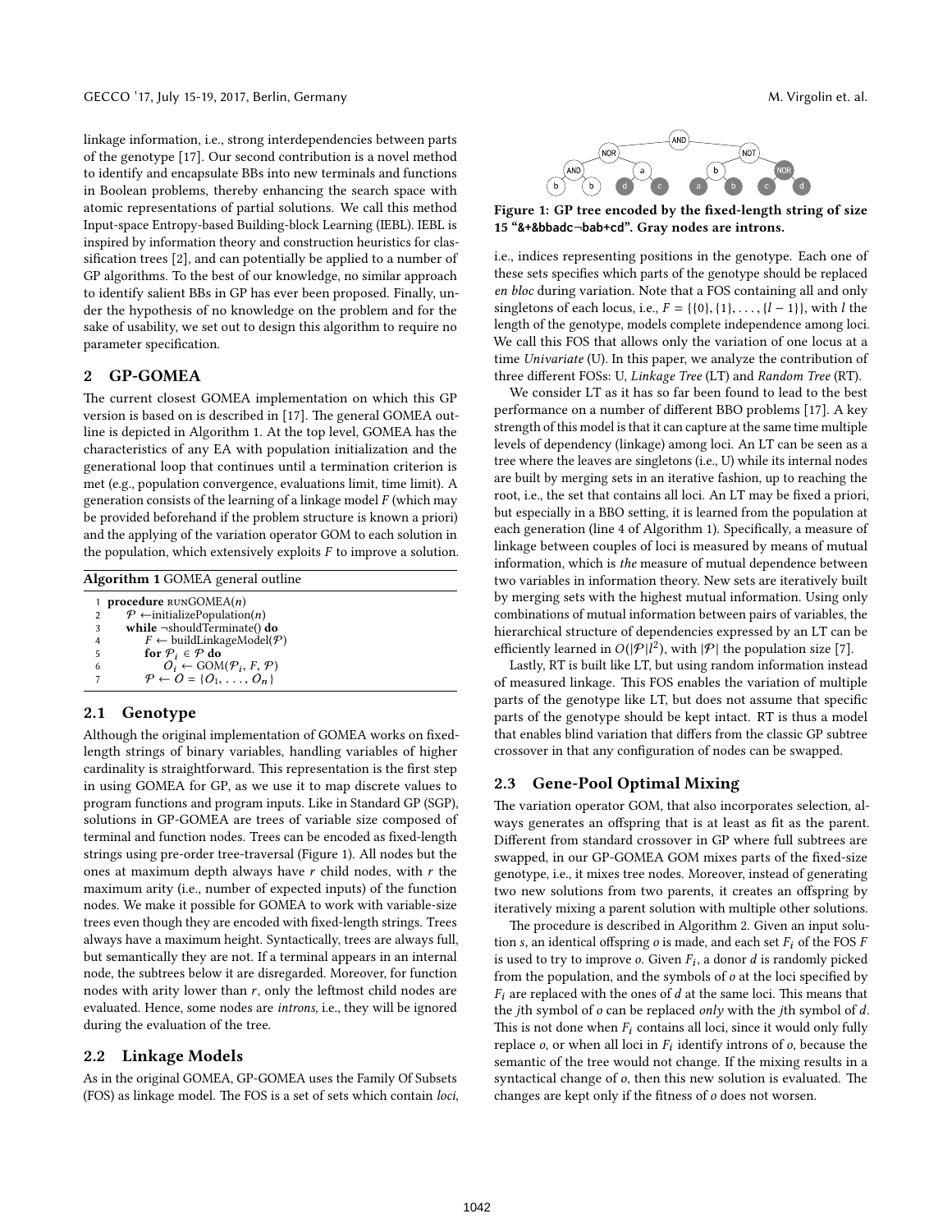linkage information, i.e., strong interdependencies between parts of the genotype [17]. Our second contribution is a novel method to identify and encapsulate BBs into new terminals and functions in Boolean problems, thereby enhancing the search space with atomic representations of partial solutions. We call this method Input-space Entropy-based Building-block Learning (IEBL). IEBL is inspired by information theory and construction heuristics for classification trees [2], and can potentially be applied to a number of GP algorithms. To the best of our knowledge, no similar approach to identify salient BBs in GP has ever been proposed. Finally, under the hypothesis of no knowledge on the problem and for the sake of usability, we set out to design this algorithm to require no parameter specification.

## 2 GP-GOMEA

The current closest GOMEA implementation on which this GP version is based on is described in [17]. The general GOMEA outline is depicted in Algorithm 1. At the top level, GOMEA has the characteristics of any EA with population initialization and the generational loop that continues until a termination criterion is met (e.g., population convergence, evaluations limit, time limit). A generation consists of the learning of a linkage model $F$ (which may be provided beforehand if the problem structure is known a priori) and the applying of the variation operator GOM to each solution in the population, which extensively exploits $F$ to improve a solution.

**Algorithm 1** GOMEA general outline

```
1 procedure runGOMEA(n)
2   P ←initializePopulation(n)
3   while ¬shouldTerminate() do
4     F ← buildLinkageModel(P)
5     for P_i ∈ P do
6       O_i ← GOM(P_i, F, P)
7     P ← O = {O_1, ..., O_n}
```

### 2.1 Genotype

Although the original implementation of GOMEA works on fixed-length strings of binary variables, handling variables of higher cardinality is straightforward. This representation is the first step in using GOMEA for GP, as we use it to map discrete values to program functions and program inputs. Like in Standard GP (SGP), solutions in GP-GOMEA are trees of variable size composed of terminal and function nodes. Trees can be encoded as fixed-length strings using pre-order tree-traversal (Figure 1). All nodes but the ones at maximum depth always have $r$ child nodes, with $r$ the maximum arity (i.e., number of expected inputs) of the function nodes. We make it possible for GOMEA to work with variable-size trees even though they are encoded with fixed-length strings. Trees always have a maximum height. Syntactically, trees are always full, but semantically they are not. If a terminal appears in an internal node, the subtrees below it are disregarded. Moreover, for function nodes with arity lower than $r$, only the leftmost child nodes are evaluated. Hence, some nodes are *introns*, i.e., they will be ignored during the evaluation of the tree.

### 2.2 Linkage Models

As in the original GOMEA, GP-GOMEA uses the Family Of Subsets (FOS) as linkage model. The FOS is a set of sets which contain *loci*, i.e., indices representing positions in the genotype. Each one of these sets specifies which parts of the genotype should be replaced *en bloc* during variation. Note that a FOS containing all and only singletons of each locus, i.e., $F = \{\{0\}, \{1\}, \ldots, \{l-1\}\}$, with $l$ the length of the genotype, models complete independence among loci. We call this FOS that allows only the variation of one locus at a time *Univariate* (U). In this paper, we analyze the contribution of three different FOSs: U, *Linkage Tree* (LT) and *Random Tree* (RT).

**Figure 1: GP tree encoded by the fixed-length string of size 15 "&+&bbadc¬bab+cd". Gray nodes are introns.**

We consider LT as it has so far been found to lead to the best performance on a number of different BBO problems [17]. A key strength of this model is that it can capture at the same time multiple levels of dependency (linkage) among loci. An LT can be seen as a tree where the leaves are singletons (i.e., U) while its internal nodes are built by merging sets in an iterative fashion, up to reaching the root, i.e., the set that contains all loci. An LT may be fixed a priori, but especially in a BBO setting, it is learned from the population at each generation (line 4 of Algorithm 1). Specifically, a measure of linkage between couples of loci is measured by means of mutual information, which is *the* measure of mutual dependence between two variables in information theory. New sets are iteratively built by merging sets with the highest mutual information. Using only combinations of mutual information between pairs of variables, the hierarchical structure of dependencies expressed by an LT can be efficiently learned in $O(|\mathcal{P}|l^2)$, with $|\mathcal{P}|$ the population size [7].

Lastly, RT is built like LT, but using random information instead of measured linkage. This FOS enables the variation of multiple parts of the genotype like LT, but does not assume that specific parts of the genotype should be kept intact. RT is thus a model that enables blind variation that differs from the classic GP subtree crossover in that any configuration of nodes can be swapped.

### 2.3 Gene-Pool Optimal Mixing

The variation operator GOM, that also incorporates selection, always generates an offspring that is at least as fit as the parent. Different from standard crossover in GP where full subtrees are swapped, in our GP-GOMEA GOM mixes parts of the fixed-size genotype, i.e., it mixes tree nodes. Moreover, instead of generating two new solutions from two parents, it creates an offspring by iteratively mixing a parent solution with multiple other solutions.

The procedure is described in Algorithm 2. Given an input solution $s$, an identical offspring $o$ is made, and each set $F_i$ of the FOS $F$ is used to try to improve $o$. Given $F_i$, a donor $d$ is randomly picked from the population, and the symbols of $o$ at the loci specified by $F_i$ are replaced with the ones of $d$ at the same loci. This means that the $j$th symbol of $o$ can be replaced *only* with the $j$th symbol of $d$. This is not done when $F_i$ contains all loci, since it would only fully replace $o$, or when all loci in $F_i$ identify introns of $o$, because the semantic of the tree would not change. If the mixing results in a syntactical change of $o$, then this new solution is evaluated. The changes are kept only if the fitness of $o$ does not worsen.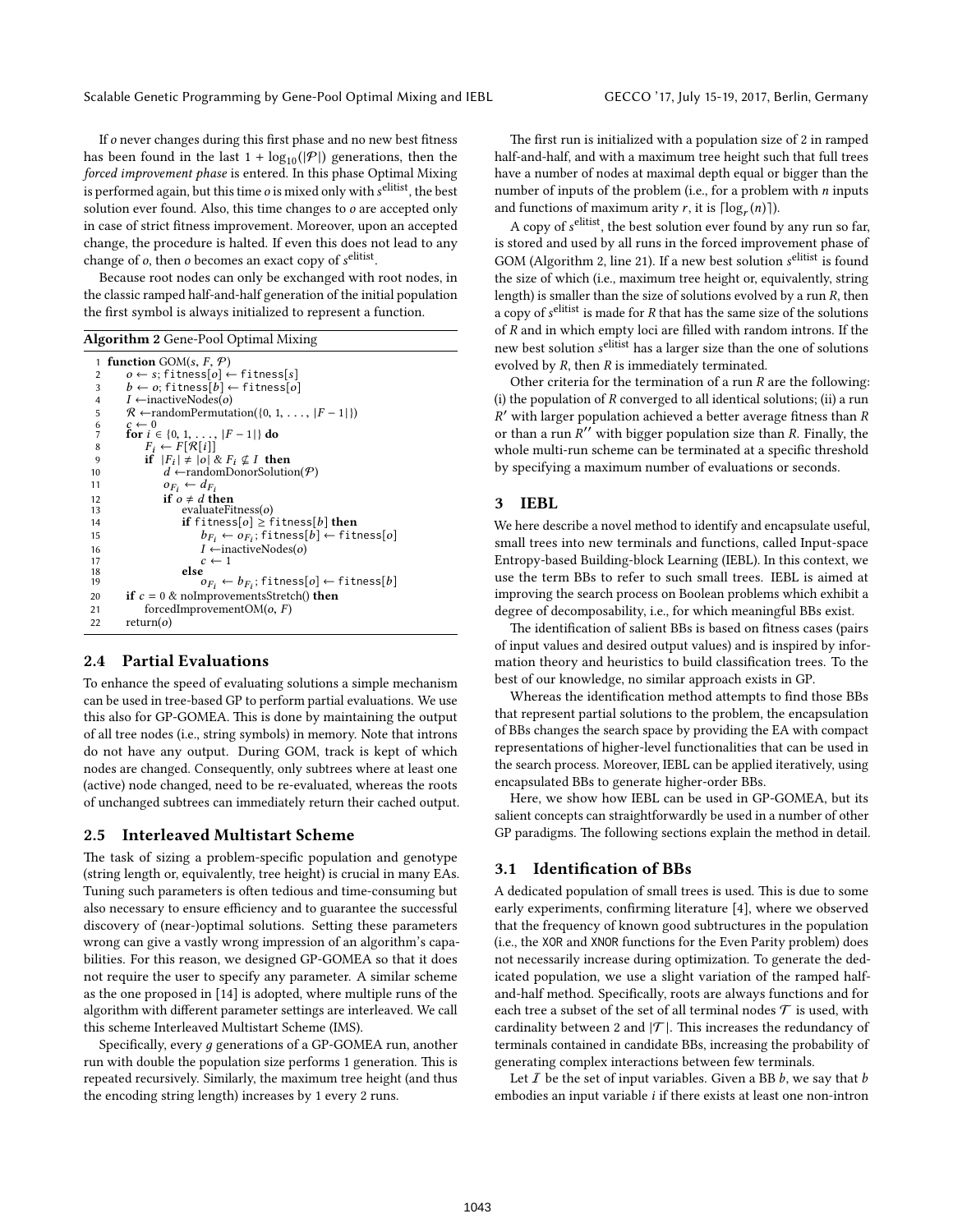If $o$ never changes during this first phase and no new best fitness has been found in the last $1 + \log_{10}(|\mathcal{P}|)$ generations, then the *forced improvement phase* is entered. In this phase Optimal Mixing is performed again, but this time $o$ is mixed only with $s^{\text{elitist}}$, the best solution ever found. Also, this time changes to $o$ are accepted only in case of strict fitness improvement. Moreover, upon an accepted change, the procedure is halted. If even this does not lead to any change of $o$, then $o$ becomes an exact copy of $s^{\text{elitist}}$.

Because root nodes can only be exchanged with root nodes, in the classic ramped half-and-half generation of the initial population the first symbol is always initialized to represent a function.

**Algorithm 2** Gene-Pool Optimal Mixing

```
1  function GOM(s, F, P)
2      o ← s; fitness[o] ← fitness[s]
3      b ← o; fitness[b] ← fitness[o]
4      I ← inactiveNodes(o)
5      R ← randomPermutation({0, 1, ..., |F − 1|})
6      c ← 0
7      for i ∈ {0, 1, ..., |F − 1|} do
8          F_i ← F[R[i]]
9          if |F_i| ≠ |o| & F_i ⊈ I then
10             d ← randomDonorSolution(P)
11             o_{F_i} ← d_{F_i}
12             if o ≠ d then
13                 evaluateFitness(o)
14                 if fitness[o] ≥ fitness[b] then
15                     b_{F_i} ← o_{F_i}; fitness[b] ← fitness[o]
16                     I ← inactiveNodes(o)
17                     c ← 1
18                 else
19                     o_{F_i} ← b_{F_i}; fitness[o] ← fitness[b]
20     if c = 0 & noImprovementsStretch() then
21         forcedImprovementOM(o, F)
22     return(o)
```

## 2.4 Partial Evaluations

To enhance the speed of evaluating solutions a simple mechanism can be used in tree-based GP to perform partial evaluations. We use this also for GP-GOMEA. This is done by maintaining the output of all tree nodes (i.e., string symbols) in memory. Note that introns do not have any output. During GOM, track is kept of which nodes are changed. Consequently, only subtrees where at least one (active) node changed, need to be re-evaluated, whereas the roots of unchanged subtrees can immediately return their cached output.

## 2.5 Interleaved Multistart Scheme

The task of sizing a problem-specific population and genotype (string length or, equivalently, tree height) is crucial in many EAs. Tuning such parameters is often tedious and time-consuming but also necessary to ensure efficiency and to guarantee the successful discovery of (near-)optimal solutions. Setting these parameters wrong can give a vastly wrong impression of an algorithm's capabilities. For this reason, we designed GP-GOMEA so that it does not require the user to specify any parameter. A similar scheme as the one proposed in [14] is adopted, where multiple runs of the algorithm with different parameter settings are interleaved. We call this scheme Interleaved Multistart Scheme (IMS).

Specifically, every $g$ generations of a GP-GOMEA run, another run with double the population size performs 1 generation. This is repeated recursively. Similarly, the maximum tree height (and thus the encoding string length) increases by 1 every 2 runs.

The first run is initialized with a population size of 2 in ramped half-and-half, and with a maximum tree height such that full trees have a number of nodes at maximal depth equal or bigger than the number of inputs of the problem (i.e., for a problem with $n$ inputs and functions of maximum arity $r$, it is $\lceil \log_r(n) \rceil$).

A copy of $s^{\text{elitist}}$, the best solution ever found by any run so far, is stored and used by all runs in the forced improvement phase of GOM (Algorithm 2, line 21). If a new best solution $s^{\text{elitist}}$ is found the size of which (i.e., maximum tree height or, equivalently, string length) is smaller than the size of solutions evolved by a run $R$, then a copy of $s^{\text{elitist}}$ is made for $R$ that has the same size of the solutions of $R$ and in which empty loci are filled with random introns. If the new best solution $s^{\text{elitist}}$ has a larger size than the one of solutions evolved by $R$, then $R$ is immediately terminated.

Other criteria for the termination of a run $R$ are the following: (i) the population of $R$ converged to all identical solutions; (ii) a run $R'$ with larger population achieved a better average fitness than $R$ or than a run $R''$ with bigger population size than $R$. Finally, the whole multi-run scheme can be terminated at a specific threshold by specifying a maximum number of evaluations or seconds.

# 3 IEBL

We here describe a novel method to identify and encapsulate useful, small trees into new terminals and functions, called Input-space Entropy-based Building-block Learning (IEBL). In this context, we use the term BBs to refer to such small trees. IEBL is aimed at improving the search process on Boolean problems which exhibit a degree of decomposability, i.e., for which meaningful BBs exist.

The identification of salient BBs is based on fitness cases (pairs of input values and desired output values) and is inspired by information theory and heuristics to build classification trees. To the best of our knowledge, no similar approach exists in GP.

Whereas the identification method attempts to find those BBs that represent partial solutions to the problem, the encapsulation of BBs changes the search space by providing the EA with compact representations of higher-level functionalities that can be used in the search process. Moreover, IEBL can be applied iteratively, using encapsulated BBs to generate higher-order BBs.

Here, we show how IEBL can be used in GP-GOMEA, but its salient concepts can straightforwardly be used in a number of other GP paradigms. The following sections explain the method in detail.

## 3.1 Identification of BBs

A dedicated population of small trees is used. This is due to some early experiments, confirming literature [4], where we observed that the frequency of known good subtructures in the population (i.e., the XOR and XNOR functions for the Even Parity problem) does not necessarily increase during optimization. To generate the dedicated population, we use a slight variation of the ramped half-and-half method. Specifically, roots are always functions and for each tree a subset of the set of all terminal nodes $\mathcal{T}$ is used, with cardinality between 2 and $|\mathcal{T}|$. This increases the redundancy of terminals contained in candidate BBs, increasing the probability of generating complex interactions between few terminals.

Let $\mathcal{I}$ be the set of input variables. Given a BB $b$, we say that $b$ embodies an input variable $i$ if there exists at least one non-intron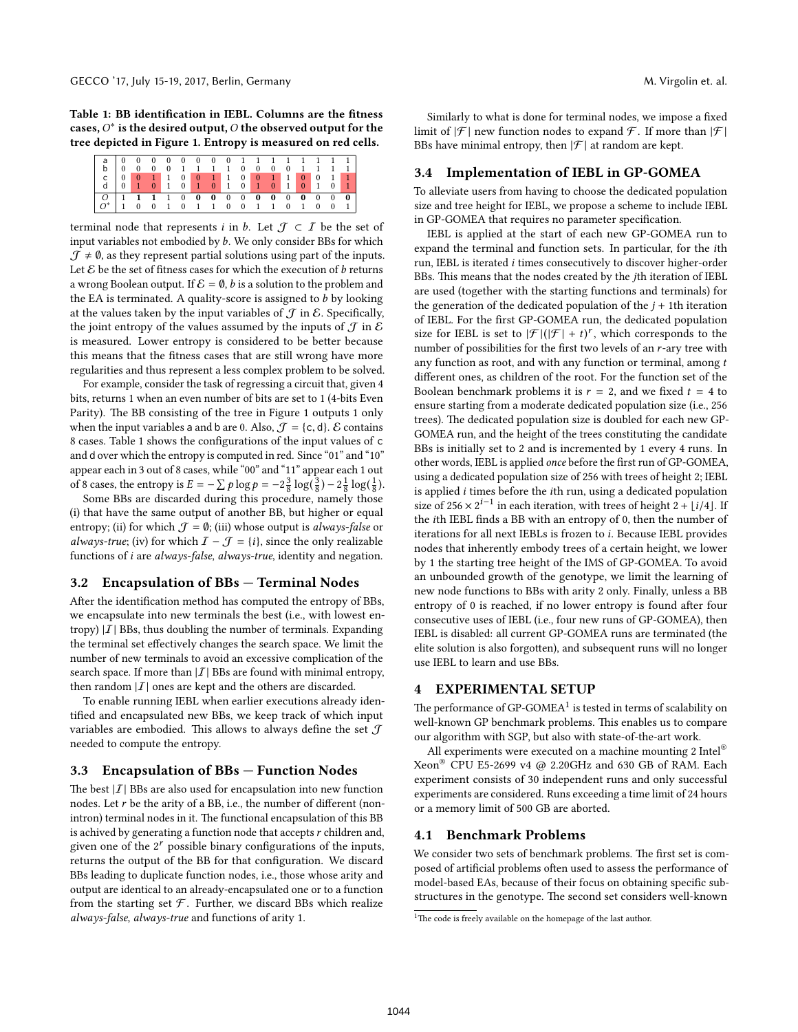**Table 1: BB identification in IEBL. Columns are the fitness cases, $O^*$ is the desired output, $O$ the observed output for the tree depicted in Figure 1. Entropy is measured on red cells.**

| | | | | | | | | | | | | | | | | |
|---|---|---|---|---|---|---|---|---|---|---|---|---|---|---|---|---|
| a | 0 | 0 | 0 | 0 | 0 | 0 | 0 | 0 | 1 | 1 | 1 | 1 | 1 | 1 | 1 | 1 |
| b | 0 | 0 | 0 | 0 | 1 | 1 | 1 | 1 | 0 | 0 | 0 | 0 | 1 | 1 | 1 | 1 |
| c | 0 | 0 | 1 | 1 | 0 | 0 | 1 | 1 | 0 | 0 | 1 | 1 | 0 | 0 | 1 | 1 |
| d | 0 | 1 | 0 | 1 | 0 | 1 | 0 | 1 | 0 | 1 | 0 | 1 | 0 | 1 | 0 | 1 |
| $O$ | 1 | **1** | **1** | 1 | 0 | **0** | **0** | 0 | 0 | **0** | **0** | 0 | **0** | 0 | 0 | **0** |
| $O^*$ | 1 | 0 | 0 | 1 | 0 | 1 | 1 | 0 | 0 | 1 | 1 | 0 | 1 | 0 | 0 | 1 |

terminal node that represents $i$ in $b$. Let $\mathcal{J} \subset \mathcal{I}$ be the set of input variables not embodied by $b$. We only consider BBs for which $\mathcal{J} \neq \emptyset$, as they represent partial solutions using part of the inputs. Let $\mathcal{E}$ be the set of fitness cases for which the execution of $b$ returns a wrong Boolean output. If $\mathcal{E} = \emptyset$, $b$ is a solution to the problem and the EA is terminated. A quality-score is assigned to $b$ by looking at the values taken by the input variables of $\mathcal{J}$ in $\mathcal{E}$. Specifically, the joint entropy of the values assumed by the inputs of $\mathcal{J}$ in $\mathcal{E}$ is measured. Lower entropy is considered to be better because this means that the fitness cases that are still wrong have more regularities and thus represent a less complex problem to be solved.

For example, consider the task of regressing a circuit that, given 4 bits, returns 1 when an even number of bits are set to 1 (4-bits Even Parity). The BB consisting of the tree in Figure 1 outputs 1 only when the input variables a and b are 0. Also, $\mathcal{J} = \{c, d\}$. $\mathcal{E}$ contains 8 cases. Table 1 shows the configurations of the input values of c and d over which the entropy is computed in red. Since "01" and "10" appear each in 3 out of 8 cases, while "00" and "11" appear each 1 out of 8 cases, the entropy is $E = -\sum p \log p = -2\frac{3}{8}\log(\frac{3}{8}) - 2\frac{1}{8}\log(\frac{1}{8})$.

Some BBs are discarded during this procedure, namely those (i) that have the same output of another BB, but higher or equal entropy; (ii) for which $\mathcal{J} = \emptyset$; (iii) whose output is *always-false* or *always-true*; (iv) for which $\mathcal{I} - \mathcal{J} = \{i\}$, since the only realizable functions of $i$ are *always-false*, *always-true*, identity and negation.

### 3.2 Encapsulation of BBs — Terminal Nodes

After the identification method has computed the entropy of BBs, we encapsulate into new terminals the best (i.e., with lowest entropy) $|\mathcal{I}|$ BBs, thus doubling the number of terminals. Expanding the terminal set effectively changes the search space. We limit the number of new terminals to avoid an excessive complication of the search space. If more than $|\mathcal{I}|$ BBs are found with minimal entropy, then random $|\mathcal{I}|$ ones are kept and the others are discarded.

To enable running IEBL when earlier executions already identified and encapsulated new BBs, we keep track of which input variables are embodied. This allows to always define the set $\mathcal{J}$ needed to compute the entropy.

### 3.3 Encapsulation of BBs — Function Nodes

The best $|\mathcal{I}|$ BBs are also used for encapsulation into new function nodes. Let $r$ be the arity of a BB, i.e., the number of different (non-intron) terminal nodes in it. The functional encapsulation of this BB is achived by generating a function node that accepts $r$ children and, given one of the $2^r$ possible binary configurations of the inputs, returns the output of the BB for that configuration. We discard BBs leading to duplicate function nodes, i.e., those whose arity and output are identical to an already-encapsulated one or to a function from the starting set $\mathcal{F}$. Further, we discard BBs which realize *always-false*, *always-true* and functions of arity 1.

Similarly to what is done for terminal nodes, we impose a fixed limit of $|\mathcal{F}|$ new function nodes to expand $\mathcal{F}$. If more than $|\mathcal{F}|$ BBs have minimal entropy, then $|\mathcal{F}|$ at random are kept.

### 3.4 Implementation of IEBL in GP-GOMEA

To alleviate users from having to choose the dedicated population size and tree height for IEBL, we propose a scheme to include IEBL in GP-GOMEA that requires no parameter specification.

IEBL is applied at the start of each new GP-GOMEA run to expand the terminal and function sets. In particular, for the $i$th run, IEBL is iterated $i$ times consecutively to discover higher-order BBs. This means that the nodes created by the $j$th iteration of IEBL are used (together with the starting functions and terminals) for the generation of the dedicated population of the $j + 1$th iteration of IEBL. For the first GP-GOMEA run, the dedicated population size for IEBL is set to $|\mathcal{F}|(|\mathcal{F}| + t)^r$, which corresponds to the number of possibilities for the first two levels of an $r$-ary tree with any function as root, and with any function or terminal, among $t$ different ones, as children of the root. For the function set of the Boolean benchmark problems it is $r = 2$, and we fixed $t = 4$ to ensure starting from a moderate dedicated population size (i.e., 256 trees). The dedicated population size is doubled for each new GP-GOMEA run, and the height of the trees constituting the candidate BBs is initially set to 2 and is incremented by 1 every 4 runs. In other words, IEBL is applied *once* before the first run of GP-GOMEA, using a dedicated population size of 256 with trees of height 2; IEBL is applied $i$ times before the $i$th run, using a dedicated population size of $256 \times 2^{i-1}$ in each iteration, with trees of height $2 + \lfloor i/4 \rfloor$. If the $i$th IEBL finds a BB with an entropy of 0, then the number of iterations for all next IEBLs is frozen to $i$. Because IEBL provides nodes that inherently embody trees of a certain height, we lower by 1 the starting tree height of the IMS of GP-GOMEA. To avoid an unbounded growth of the genotype, we limit the learning of new node functions to BBs with arity 2 only. Finally, unless a BB entropy of 0 is reached, if no lower entropy is found after four consecutive uses of IEBL (i.e., four new runs of GP-GOMEA), then IEBL is disabled: all current GP-GOMEA runs are terminated (the elite solution is also forgotten), and subsequent runs will no longer use IEBL to learn and use BBs.

## 4 EXPERIMENTAL SETUP

The performance of GP-GOMEA[1] is tested in terms of scalability on well-known GP benchmark problems. This enables us to compare our algorithm with SGP, but also with state-of-the-art work.

All experiments were executed on a machine mounting 2 Intel® Xeon® CPU E5-2699 v4 @ 2.20GHz and 630 GB of RAM. Each experiment consists of 30 independent runs and only successful experiments are considered. Runs exceeding a time limit of 24 hours or a memory limit of 500 GB are aborted.

### 4.1 Benchmark Problems

We consider two sets of benchmark problems. The first set is composed of artificial problems often used to assess the performance of model-based EAs, because of their focus on obtaining specific substructures in the genotype. The second set considers well-known

[1] The code is freely available on the homepage of the last author.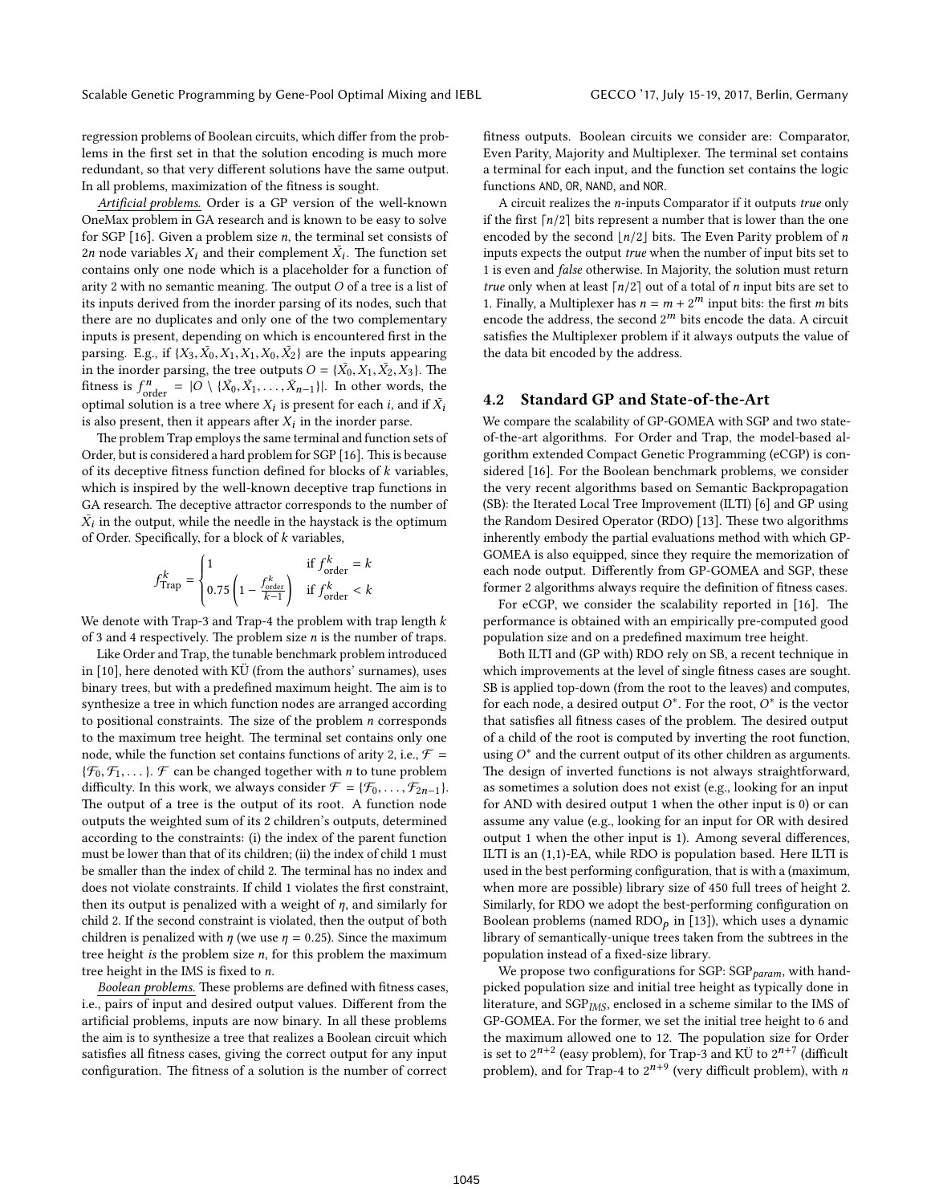regression problems of Boolean circuits, which differ from the problems in the first set in that the solution encoding is much more redundant, so that very different solutions have the same output. In all problems, maximization of the fitness is sought.

*Artificial problems.* Order is a GP version of the well-known OneMax problem in GA research and is known to be easy to solve for SGP [16]. Given a problem size $n$, the terminal set consists of $2n$ node variables $X_i$ and their complement $\bar{X_i}$. The function set contains only one node which is a placeholder for a function of arity 2 with no semantic meaning. The output $O$ of a tree is a list of its inputs derived from the inorder parsing of its nodes, such that there are no duplicates and only one of the two complementary inputs is present, depending on which is encountered first in the parsing. E.g., if $\{X_3, \bar{X_0}, X_1, X_1, X_0, \bar{X_2}\}$ are the inputs appearing in the inorder parsing, the tree outputs $O = \{\bar{X_0}, X_1, \bar{X_2}, X_3\}$. The fitness is $f^n_{\text{order}} = |O \setminus \{\bar{X_0}, \bar{X_1}, \ldots, \bar{X}_{n-1}\}|$. In other words, the optimal solution is a tree where $X_i$ is present for each $i$, and if $\bar{X_i}$ is also present, then it appears after $X_i$ in the inorder parse.

The problem Trap employs the same terminal and function sets of Order, but is considered a hard problem for SGP [16]. This is because of its deceptive fitness function defined for blocks of $k$ variables, which is inspired by the well-known deceptive trap functions in GA research. The deceptive attractor corresponds to the number of $\bar{X_i}$ in the output, while the needle in the haystack is the optimum of Order. Specifically, for a block of $k$ variables,

$$f^k_{\text{Trap}} = \begin{cases} 1 & \text{if } f^k_{\text{order}} = k \\ 0.75\left(1 - \frac{f^k_{\text{order}}}{k-1}\right) & \text{if } f^k_{\text{order}} < k \end{cases}$$

We denote with Trap-3 and Trap-4 the problem with trap length $k$ of 3 and 4 respectively. The problem size $n$ is the number of traps.

Like Order and Trap, the tunable benchmark problem introduced in [10], here denoted with KÜ (from the authors' surnames), uses binary trees, but with a predefined maximum height. The aim is to synthesize a tree in which function nodes are arranged according to positional constraints. The size of the problem $n$ corresponds to the maximum tree height. The terminal set contains only one node, while the function set contains functions of arity 2, i.e., $\mathcal{F} = \{\mathcal{F}_0, \mathcal{F}_1, \ldots\}$. $\mathcal{F}$ can be changed together with $n$ to tune problem difficulty. In this work, we always consider $\mathcal{F} = \{\mathcal{F}_0, \ldots, \mathcal{F}_{2n-1}\}$. The output of a tree is the output of its root. A function node outputs the weighted sum of its 2 children's outputs, determined according to the constraints: (i) the index of the parent function must be lower than that of its children; (ii) the index of child 1 must be smaller than the index of child 2. The terminal has no index and does not violate constraints. If child 1 violates the first constraint, then its output is penalized with a weight of $\eta$, and similarly for child 2. If the second constraint is violated, then the output of both children is penalized with $\eta$ (we use $\eta = 0.25$). Since the maximum tree height *is* the problem size $n$, for this problem the maximum tree height in the IMS is fixed to $n$.

*Boolean problems.* These problems are defined with fitness cases, i.e., pairs of input and desired output values. Different from the artificial problems, inputs are now binary. In all these problems the aim is to synthesize a tree that realizes a Boolean circuit which satisfies all fitness cases, giving the correct output for any input configuration. The fitness of a solution is the number of correct fitness outputs. Boolean circuits we consider are: Comparator, Even Parity, Majority and Multiplexer. The terminal set contains a terminal for each input, and the function set contains the logic functions AND, OR, NAND, and NOR.

A circuit realizes the $n$-inputs Comparator if it outputs *true* only if the first $\lceil n/2 \rceil$ bits represent a number that is lower than the one encoded by the second $\lfloor n/2 \rfloor$ bits. The Even Parity problem of $n$ inputs expects the output *true* when the number of input bits set to 1 is even and *false* otherwise. In Majority, the solution must return *true* only when at least $\lceil n/2 \rceil$ out of a total of $n$ input bits are set to 1. Finally, a Multiplexer has $n = m + 2^m$ input bits: the first $m$ bits encode the address, the second $2^m$ bits encode the data. A circuit satisfies the Multiplexer problem if it always outputs the value of the data bit encoded by the address.

## 4.2 Standard GP and State-of-the-Art

We compare the scalability of GP-GOMEA with SGP and two state-of-the-art algorithms. For Order and Trap, the model-based algorithm extended Compact Genetic Programming (eCGP) is considered [16]. For the Boolean benchmark problems, we consider the very recent algorithms based on Semantic Backpropagation (SB): the Iterated Local Tree Improvement (ILTI) [6] and GP using the Random Desired Operator (RDO) [13]. These two algorithms inherently embody the partial evaluations method with which GP-GOMEA is also equipped, since they require the memorization of each node output. Differently from GP-GOMEA and SGP, these former 2 algorithms always require the definition of fitness cases.

For eCGP, we consider the scalability reported in [16]. The performance is obtained with an empirically pre-computed good population size and on a predefined maximum tree height.

Both ILTI and (GP with) RDO rely on SB, a recent technique in which improvements at the level of single fitness cases are sought. SB is applied top-down (from the root to the leaves) and computes, for each node, a desired output $O^*$. For the root, $O^*$ is the vector that satisfies all fitness cases of the problem. The desired output of a child of the root is computed by inverting the root function, using $O^*$ and the current output of its other children as arguments. The design of inverted functions is not always straightforward, as sometimes a solution does not exist (e.g., looking for an input for AND with desired output 1 when the other input is 0) or can assume any value (e.g., looking for an input for OR with desired output 1 when the other input is 1). Among several differences, ILTI is an (1,1)-EA, while RDO is population based. Here ILTI is used in the best performing configuration, that is with a (maximum, when more are possible) library size of 450 full trees of height 2. Similarly, for RDO we adopt the best-performing configuration on Boolean problems (named $\text{RDO}_p$ in [13]), which uses a dynamic library of semantically-unique trees taken from the subtrees in the population instead of a fixed-size library.

We propose two configurations for SGP: $\text{SGP}_{param}$, with hand-picked population size and initial tree height as typically done in literature, and $\text{SGP}_{IMS}$, enclosed in a scheme similar to the IMS of GP-GOMEA. For the former, we set the initial tree height to 6 and the maximum allowed one to 12. The population size for Order is set to $2^{n+2}$ (easy problem), for Trap-3 and KÜ to $2^{n+7}$ (difficult problem), and for Trap-4 to $2^{n+9}$ (very difficult problem), with $n$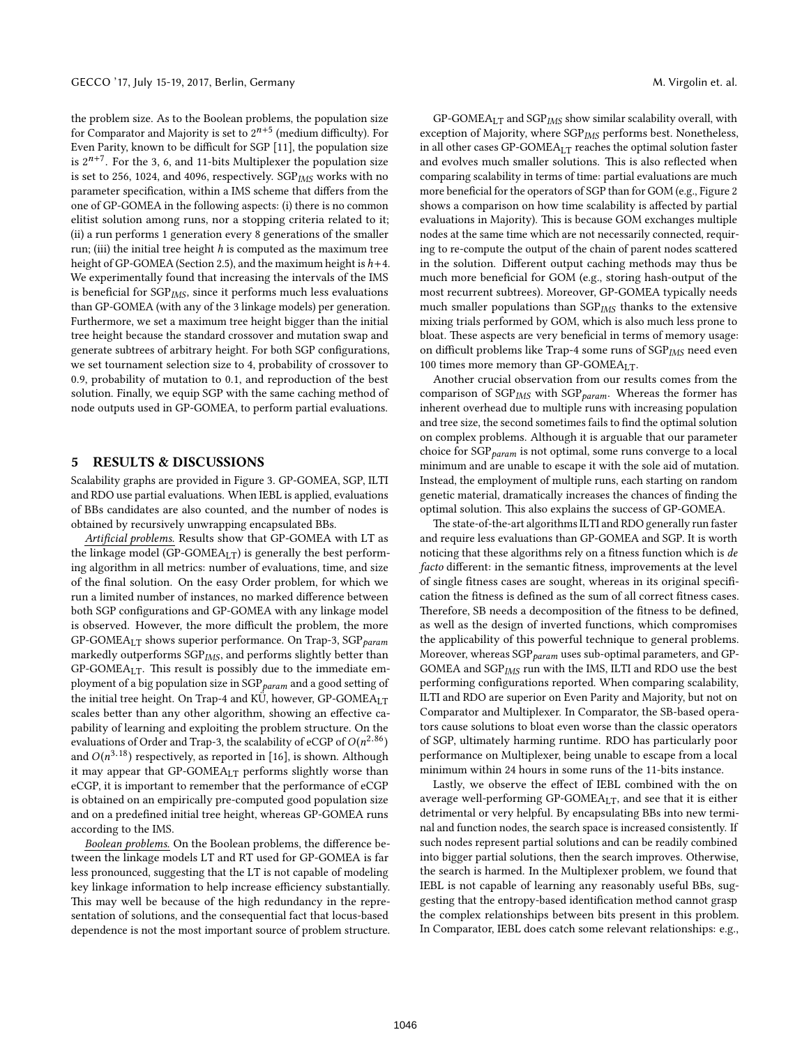the problem size. As to the Boolean problems, the population size for Comparator and Majority is set to $2^{n+5}$ (medium difficulty). For Even Parity, known to be difficult for SGP [11], the population size is $2^{n+7}$. For the 3, 6, and 11-bits Multiplexer the population size is set to 256, 1024, and 4096, respectively. $\text{SGP}_{IMS}$ works with no parameter specification, within a IMS scheme that differs from the one of GP-GOMEA in the following aspects: (i) there is no common elitist solution among runs, nor a stopping criteria related to it; (ii) a run performs 1 generation every 8 generations of the smaller run; (iii) the initial tree height $h$ is computed as the maximum tree height of GP-GOMEA (Section 2.5), and the maximum height is $h+4$. We experimentally found that increasing the intervals of the IMS is beneficial for $\text{SGP}_{IMS}$, since it performs much less evaluations than GP-GOMEA (with any of the 3 linkage models) per generation. Furthermore, we set a maximum tree height bigger than the initial tree height because the standard crossover and mutation swap and generate subtrees of arbitrary height. For both SGP configurations, we set tournament selection size to 4, probability of crossover to 0.9, probability of mutation to 0.1, and reproduction of the best solution. Finally, we equip SGP with the same caching method of node outputs used in GP-GOMEA, to perform partial evaluations.

## 5 RESULTS & DISCUSSIONS

Scalability graphs are provided in Figure 3. GP-GOMEA, SGP, ILTI and RDO use partial evaluations. When IEBL is applied, evaluations of BBs candidates are also counted, and the number of nodes is obtained by recursively unwrapping encapsulated BBs.

*Artificial problems.* Results show that GP-GOMEA with LT as the linkage model ($\text{GP-GOMEA}_{\text{LT}}$) is generally the best performing algorithm in all metrics: number of evaluations, time, and size of the final solution. On the easy Order problem, for which we run a limited number of instances, no marked difference between both SGP configurations and GP-GOMEA with any linkage model is observed. However, the more difficult the problem, the more $\text{GP-GOMEA}_{\text{LT}}$ shows superior performance. On Trap-3, $\text{SGP}_{param}$ markedly outperforms $\text{SGP}_{IMS}$, and performs slightly better than $\text{GP-GOMEA}_{\text{LT}}$. This result is possibly due to the immediate employment of a big population size in $\text{SGP}_{param}$ and a good setting of the initial tree height. On Trap-4 and KU, however, $\text{GP-GOMEA}_{\text{LT}}$ scales better than any other algorithm, showing an effective capability of learning and exploiting the problem structure. On the evaluations of Order and Trap-3, the scalability of eCGP of $O(n^{2.86})$ and $O(n^{3.18})$ respectively, as reported in [16], is shown. Although it may appear that $\text{GP-GOMEA}_{\text{LT}}$ performs slightly worse than eCGP, it is important to remember that the performance of eCGP is obtained on an empirically pre-computed good population size and on a predefined initial tree height, whereas GP-GOMEA runs according to the IMS.

*Boolean problems.* On the Boolean problems, the difference between the linkage models LT and RT used for GP-GOMEA is far less pronounced, suggesting that the LT is not capable of modeling key linkage information to help increase efficiency substantially. This may well be because of the high redundancy in the representation of solutions, and the consequential fact that locus-based dependence is not the most important source of problem structure.

$\text{GP-GOMEA}_{\text{LT}}$ and $\text{SGP}_{IMS}$ show similar scalability overall, with exception of Majority, where $\text{SGP}_{IMS}$ performs best. Nonetheless, in all other cases $\text{GP-GOMEA}_{\text{LT}}$ reaches the optimal solution faster and evolves much smaller solutions. This is also reflected when comparing scalability in terms of time: partial evaluations are much more beneficial for the operators of SGP than for GOM (e.g., Figure 2 shows a comparison on how time scalability is affected by partial evaluations in Majority). This is because GOM exchanges multiple nodes at the same time which are not necessarily connected, requiring to re-compute the output of the chain of parent nodes scattered in the solution. Different output caching methods may thus be much more beneficial for GOM (e.g., storing hash-output of the most recurrent subtrees). Moreover, GP-GOMEA typically needs much smaller populations than $\text{SGP}_{IMS}$ thanks to the extensive mixing trials performed by GOM, which is also much less prone to bloat. These aspects are very beneficial in terms of memory usage: on difficult problems like Trap-4 some runs of $\text{SGP}_{IMS}$ need even 100 times more memory than $\text{GP-GOMEA}_{\text{LT}}$.

Another crucial observation from our results comes from the comparison of $\text{SGP}_{IMS}$ with $\text{SGP}_{param}$. Whereas the former has inherent overhead due to multiple runs with increasing population and tree size, the second sometimes fails to find the optimal solution on complex problems. Although it is arguable that our parameter choice for $\text{SGP}_{param}$ is not optimal, some runs converge to a local minimum and are unable to escape it with the sole aid of mutation. Instead, the employment of multiple runs, each starting on random genetic material, dramatically increases the chances of finding the optimal solution. This also explains the success of GP-GOMEA.

The state-of-the-art algorithms ILTI and RDO generally run faster and require less evaluations than GP-GOMEA and SGP. It is worth noticing that these algorithms rely on a fitness function which is *de facto* different: in the semantic fitness, improvements at the level of single fitness cases are sought, whereas in its original specification the fitness is defined as the sum of all correct fitness cases. Therefore, SB needs a decomposition of the fitness to be defined, as well as the design of inverted functions, which compromises the applicability of this powerful technique to general problems. Moreover, whereas $\text{SGP}_{param}$ uses sub-optimal parameters, and GP-GOMEA and $\text{SGP}_{IMS}$ run with the IMS, ILTI and RDO use the best performing configurations reported. When comparing scalability, ILTI and RDO are superior on Even Parity and Majority, but not on Comparator and Multiplexer. In Comparator, the SB-based operators cause solutions to bloat even worse than the classic operators of SGP, ultimately harming runtime. RDO has particularly poor performance on Multiplexer, being unable to escape from a local minimum within 24 hours in some runs of the 11-bits instance.

Lastly, we observe the effect of IEBL combined with the on average well-performing $\text{GP-GOMEA}_{\text{LT}}$, and see that it is either detrimental or very helpful. By encapsulating BBs into new terminal and function nodes, the search space is increased consistently. If such nodes represent partial solutions and can be readily combined into bigger partial solutions, then the search improves. Otherwise, the search is harmed. In the Multiplexer problem, we found that IEBL is not capable of learning any reasonably useful BBs, suggesting that the entropy-based identification method cannot grasp the complex relationships between bits present in this problem. In Comparator, IEBL does catch some relevant relationships: e.g.,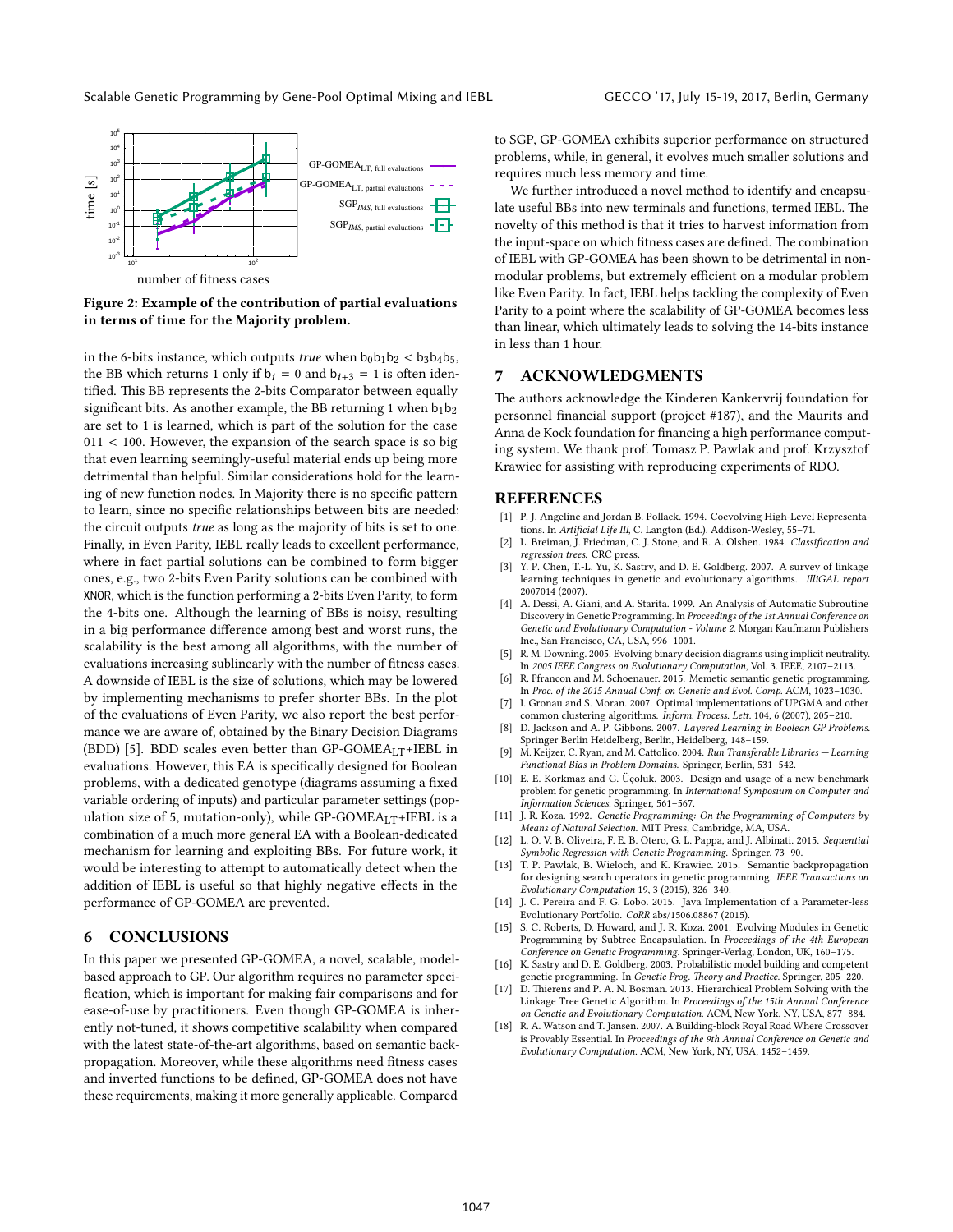**Figure 2: Example of the contribution of partial evaluations in terms of time for the Majority problem.**

in the 6-bits instance, which outputs *true* when $b_0b_1b_2 < b_3b_4b_5$, the BB which returns 1 only if $b_i = 0$ and $b_{i+3} = 1$ is often identified. This BB represents the 2-bits Comparator between equally significant bits. As another example, the BB returning 1 when $b_1b_2$ are set to 1 is learned, which is part of the solution for the case $011 < 100$. However, the expansion of the search space is so big that even learning seemingly-useful material ends up being more detrimental than helpful. Similar considerations hold for the learning of new function nodes. In Majority there is no specific pattern to learn, since no specific relationships between bits are needed: the circuit outputs *true* as long as the majority of bits is set to one. Finally, in Even Parity, IEBL really leads to excellent performance, where in fact partial solutions can be combined to form bigger ones, e.g., two 2-bits Even Parity solutions can be combined with XNOR, which is the function performing a 2-bits Even Parity, to form the 4-bits one. Although the learning of BBs is noisy, resulting in a big performance difference among best and worst runs, the scalability is the best among all algorithms, with the number of evaluations increasing sublinearly with the number of fitness cases. A downside of IEBL is the size of solutions, which may be lowered by implementing mechanisms to prefer shorter BBs. In the plot of the evaluations of Even Parity, we also report the best performance we are aware of, obtained by the Binary Decision Diagrams (BDD) [5]. BDD scales even better than GP-GOMEA$_{LT}$+IEBL in evaluations. However, this EA is specifically designed for Boolean problems, with a dedicated genotype (diagrams assuming a fixed variable ordering of inputs) and particular parameter settings (population size of 5, mutation-only), while GP-GOMEA$_{LT}$+IEBL is a combination of a much more general EA with a Boolean-dedicated mechanism for learning and exploiting BBs. For future work, it would be interesting to attempt to automatically detect when the addition of IEBL is useful so that highly negative effects in the performance of GP-GOMEA are prevented.

## 6 CONCLUSIONS

In this paper we presented GP-GOMEA, a novel, scalable, model-based approach to GP. Our algorithm requires no parameter specification, which is important for making fair comparisons and for ease-of-use by practitioners. Even though GP-GOMEA is inherently not-tuned, it shows competitive scalability when compared with the latest state-of-the-art algorithms, based on semantic backpropagation. Moreover, while these algorithms need fitness cases and inverted functions to be defined, GP-GOMEA does not have these requirements, making it more generally applicable. Compared to SGP, GP-GOMEA exhibits superior performance on structured problems, while, in general, it evolves much smaller solutions and requires much less memory and time.

We further introduced a novel method to identify and encapsulate useful BBs into new terminals and functions, termed IEBL. The novelty of this method is that it tries to harvest information from the input-space on which fitness cases are defined. The combination of IEBL with GP-GOMEA has been shown to be detrimental in non-modular problems, but extremely efficient on a modular problem like Even Parity. In fact, IEBL helps tackling the complexity of Even Parity to a point where the scalability of GP-GOMEA becomes less than linear, which ultimately leads to solving the 14-bits instance in less than 1 hour.

## 7 ACKNOWLEDGMENTS

The authors acknowledge the Kinderen Kankervrij foundation for personnel financial support (project #187), and the Maurits and Anna de Kock foundation for financing a high performance computing system. We thank prof. Tomasz P. Pawlak and prof. Krzysztof Krawiec for assisting with reproducing experiments of RDO.

## REFERENCES

[1] P. J. Angeline and Jordan B. Pollack. 1994. Coevolving High-Level Representations. In *Artificial Life III*, C. Langton (Ed.). Addison-Wesley, 55–71.
[2] L. Breiman, J. Friedman, C. J. Stone, and R. A. Olshen. 1984. *Classification and regression trees*. CRC press.
[3] Y. P. Chen, T.-L. Yu, K. Sastry, and D. E. Goldberg. 2007. A survey of linkage learning techniques in genetic and evolutionary algorithms. *IlliGAL report* 2007014 (2007).
[4] A. Dessi, A. Giani, and A. Starita. 1999. An Analysis of Automatic Subroutine Discovery in Genetic Programming. In *Proceedings of the 1st Annual Conference on Genetic and Evolutionary Computation - Volume 2*. Morgan Kaufmann Publishers Inc., San Francisco, CA, USA, 996–1001.
[5] R. M. Downing. 2005. Evolving binary decision diagrams using implicit neutrality. In *2005 IEEE Congress on Evolutionary Computation*, Vol. 3. IEEE, 2107–2113.
[6] R. Ffrancon and M. Schoenauer. 2015. Memetic semantic genetic programming. In *Proc. of the 2015 Annual Conf. on Genetic and Evol. Comp.* ACM, 1023–1030.
[7] I. Gronau and S. Moran. 2007. Optimal implementations of UPGMA and other common clustering algorithms. *Inform. Process. Lett.* 104, 6 (2007), 205–210.
[8] D. Jackson and A. P. Gibbons. 2007. *Layered Learning in Boolean GP Problems*. Springer Berlin Heidelberg, Berlin, Heidelberg, 148–159.
[9] M. Keijzer, C. Ryan, and M. Cattolico. 2004. *Run Transferable Libraries — Learning Functional Bias in Problem Domains*. Springer, Berlin, 531–542.
[10] E. E. Korkmaz and G. Üçoluk. 2003. Design and usage of a new benchmark problem for genetic programming. In *International Symposium on Computer and Information Sciences*. Springer, 561–567.
[11] J. R. Koza. 1992. *Genetic Programming: On the Programming of Computers by Means of Natural Selection*. MIT Press, Cambridge, MA, USA.
[12] L. O. V. B. Oliveira, F. E. B. Otero, G. L. Pappa, and J. Albinati. 2015. *Sequential Symbolic Regression with Genetic Programming*. Springer, 73–90.
[13] T. P. Pawlak, B. Wieloch, and K. Krawiec. 2015. Semantic backpropagation for designing search operators in genetic programming. *IEEE Transactions on Evolutionary Computation* 19, 3 (2015), 326–340.
[14] J. C. Pereira and F. G. Lobo. 2015. Java Implementation of a Parameter-less Evolutionary Portfolio. *CoRR* abs/1506.08867 (2015).
[15] S. C. Roberts, D. Howard, and J. R. Koza. 2001. Evolving Modules in Genetic Programming by Subtree Encapsulation. In *Proceedings of the 4th European Conference on Genetic Programming*. Springer-Verlag, London, UK, 160–175.
[16] K. Sastry and D. E. Goldberg. 2003. Probabilistic model building and competent genetic programming. In *Genetic Prog. Theory and Practice*. Springer, 205–220.
[17] D. Thierens and P. A. N. Bosman. 2013. Hierarchical Problem Solving with the Linkage Tree Genetic Algorithm. In *Proceedings of the 15th Annual Conference on Genetic and Evolutionary Computation*. ACM, New York, NY, USA, 877–884.
[18] R. A. Watson and T. Jansen. 2007. A Building-block Royal Road Where Crossover is Provably Essential. In *Proceedings of the 9th Annual Conference on Genetic and Evolutionary Computation*. ACM, New York, NY, USA, 1452–1459.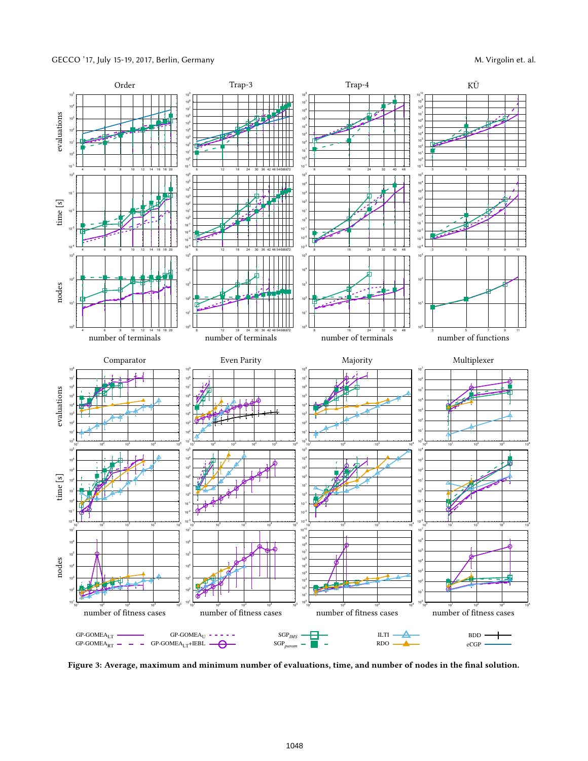Order

Trap-3

Trap-4

KÜ

evaluations

time [s]

nodes

number of terminals

number of terminals

number of terminals

number of functions

Comparator

Even Parity

Majority

Multiplexer

evaluations

time [s]

nodes

number of fitness cases

number of fitness cases

number of fitness cases

number of fitness cases

GP-GOMEA$_{LT}$ GP-GOMEA$_{U}$ SGP$_{IMS}$ ILTI BDD

GP-GOMEA$_{RT}$ GP-GOMEA$_{LT}$+IEBL SGP$_{param}$ RDO eCGP

**Figure 3: Average, maximum and minimum number of evaluations, time, and number of nodes in the final solution.**